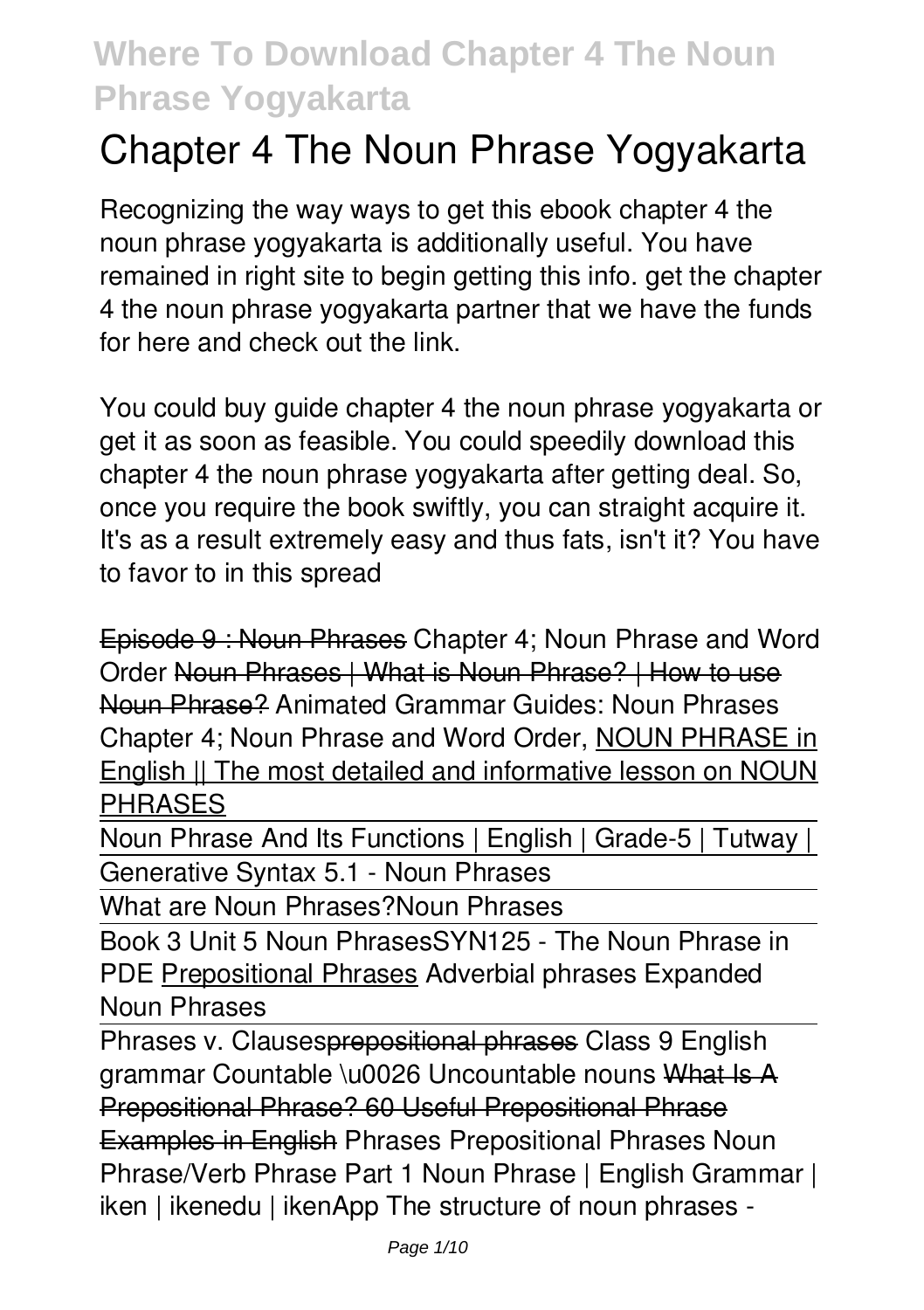# Chapter 4 The Noun Phrase Yogyakarta

Recognizing the way ways to get this ebook chapter 4 the noun phrase yogyakarta is additionally useful. You have remained in right site to begin getting this info. get the chapter 4 the noun phrase yogyakarta partner that we have the funds for here and check out the link.

You could buy guide chapter 4 the noun phrase yogyakarta or get it as soon as feasible. You could speedily download this chapter 4 the noun phrase yogyakarta after getting deal. So, once you require the book swiftly, you can straight acquire it. It's as a result extremely easy and thus fats, isn't it? You have to favor to in this spread

Episode 9 : Noun Phrases Chapter 4; Noun Phrase and Word Order Noun Phrases | What is Noun Phrase? | How to use Noun Phrase? Animated Grammar Guides: Noun Phrases Chapter 4; Noun Phrase and Word Order, NOUN PHRASE in English || The most detailed and informative lesson on NOUN PHRASES

Noun Phrase And Its Functions | English | Grade-5 | Tutway |

Generative Syntax 5.1 - Noun Phrases

What are Noun Phrases?Noun Phrases

Book 3 Unit 5 Noun PhrasesSYN125 - The Noun Phrase in PDE Prepositional Phrases Adverbial phrases Expanded Noun Phrases

Phrases v. Clausesprepositional phrases Class 9 English grammar Countable \u0026 Uncountable nouns What Is A Prepositional Phrase? 60 Useful Prepositional Phrase Examples in English Phrases Prepositional Phrases Noun Phrase/Verb Phrase Part 1 Noun Phrase | English Grammar | iken | ikenedu | ikenApp The structure of noun phrases -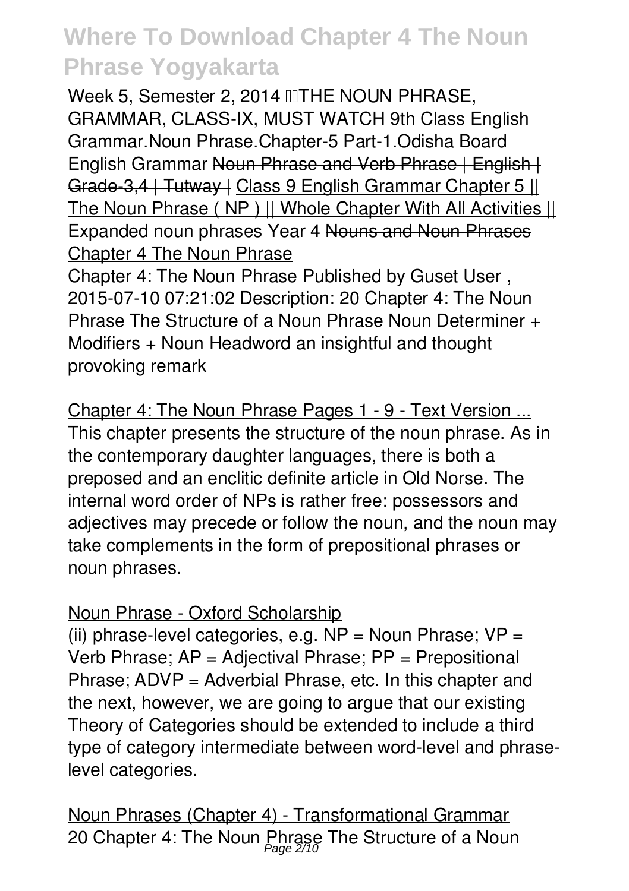Week 5, Semester 2, 2014 THE NOUN PHRASE, GRAMMAR, CLASS-IX, MUST WATCH 9th Class English Grammar.Noun Phrase.Chapter-5 Part-1.Odisha Board English Grammar ~~Noun Phrase and Verb Phrase | English | Grade-3,4 | Tutway |~~ Class 9 English Grammar Chapter 5 || The Noun Phrase ( NP ) || Whole Chapter With All Activities || Expanded noun phrases Year 4 ~~Nouns and Noun Phrases~~ Chapter 4 The Noun Phrase

Chapter 4: The Noun Phrase Published by Guset User , 2015-07-10 07:21:02 Description: 20 Chapter 4: The Noun Phrase The Structure of a Noun Phrase Noun Determiner + Modifiers + Noun Headword an insightful and thought provoking remark

Chapter 4: The Noun Phrase Pages 1 - 9 - Text Version ...

This chapter presents the structure of the noun phrase. As in the contemporary daughter languages, there is both a preposed and an enclitic definite article in Old Norse. The internal word order of NPs is rather free: possessors and adjectives may precede or follow the noun, and the noun may take complements in the form of prepositional phrases or noun phrases.

Noun Phrase - Oxford Scholarship

(ii) phrase-level categories, e.g. NP = Noun Phrase; VP = Verb Phrase; AP = Adjectival Phrase; PP = Prepositional Phrase; ADVP = Adverbial Phrase, etc. In this chapter and the next, however, we are going to argue that our existing Theory of Categories should be extended to include a third type of category intermediate between word-level and phrase-level categories.

Noun Phrases (Chapter 4) - Transformational Grammar

20 Chapter 4: The Noun Phrase The Structure of a Noun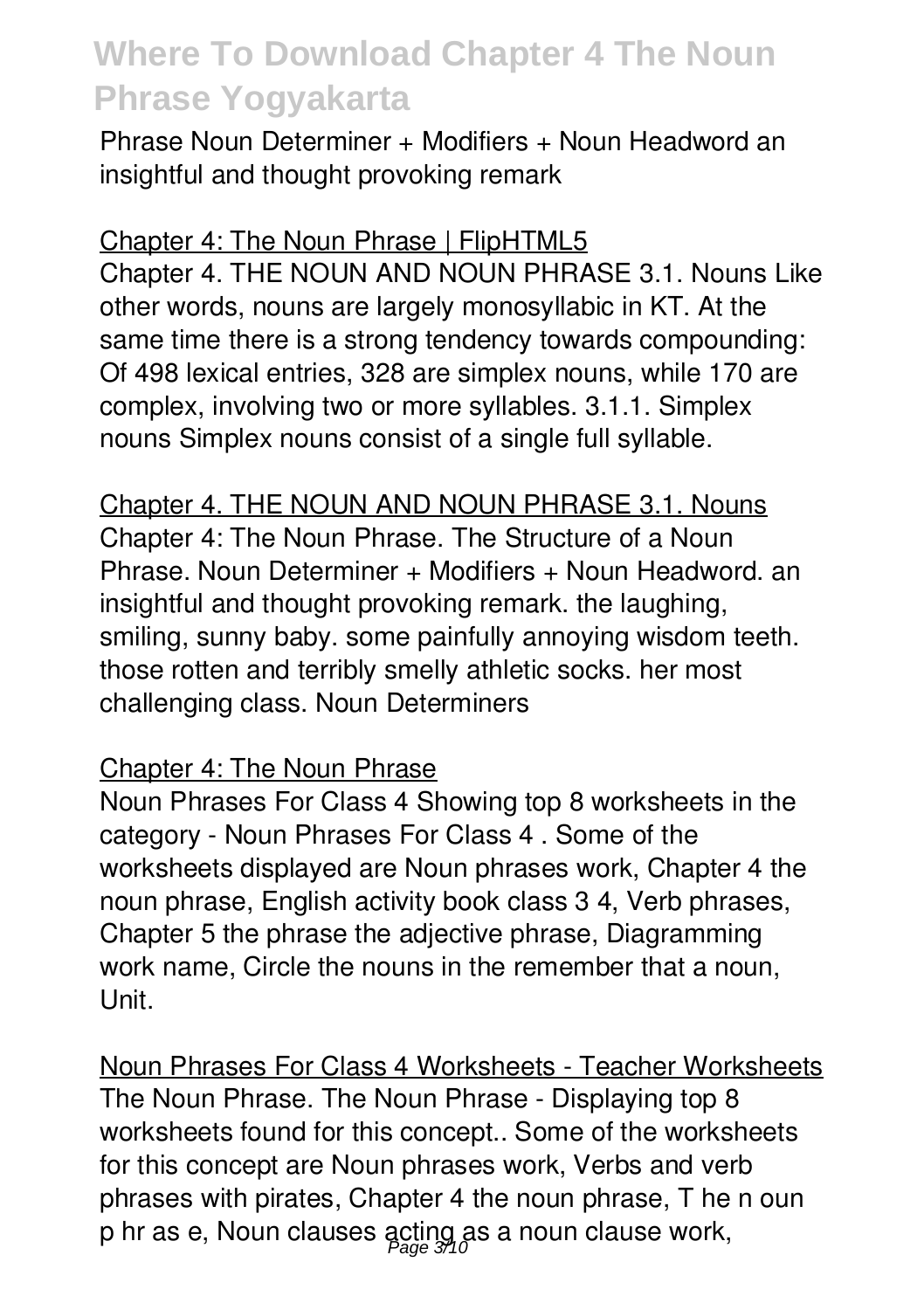Phrase Noun Determiner + Modifiers + Noun Headword an insightful and thought provoking remark

Chapter 4: The Noun Phrase | FlipHTML5

Chapter 4. THE NOUN AND NOUN PHRASE 3.1. Nouns Like other words, nouns are largely monosyllabic in KT. At the same time there is a strong tendency towards compounding: Of 498 lexical entries, 328 are simplex nouns, while 170 are complex, involving two or more syllables. 3.1.1. Simplex nouns Simplex nouns consist of a single full syllable.

Chapter 4. THE NOUN AND NOUN PHRASE 3.1. Nouns

Chapter 4: The Noun Phrase. The Structure of a Noun Phrase. Noun Determiner + Modifiers + Noun Headword. an insightful and thought provoking remark. the laughing, smiling, sunny baby. some painfully annoying wisdom teeth. those rotten and terribly smelly athletic socks. her most challenging class. Noun Determiners

Chapter 4: The Noun Phrase

Noun Phrases For Class 4 Showing top 8 worksheets in the category - Noun Phrases For Class 4 . Some of the worksheets displayed are Noun phrases work, Chapter 4 the noun phrase, English activity book class 3 4, Verb phrases, Chapter 5 the phrase the adjective phrase, Diagramming work name, Circle the nouns in the remember that a noun, Unit.

Noun Phrases For Class 4 Worksheets - Teacher Worksheets

The Noun Phrase. The Noun Phrase - Displaying top 8 worksheets found for this concept.. Some of the worksheets for this concept are Noun phrases work, Verbs and verb phrases with pirates, Chapter 4 the noun phrase, T he n oun p hr as e, Noun clauses acting as a noun clause work,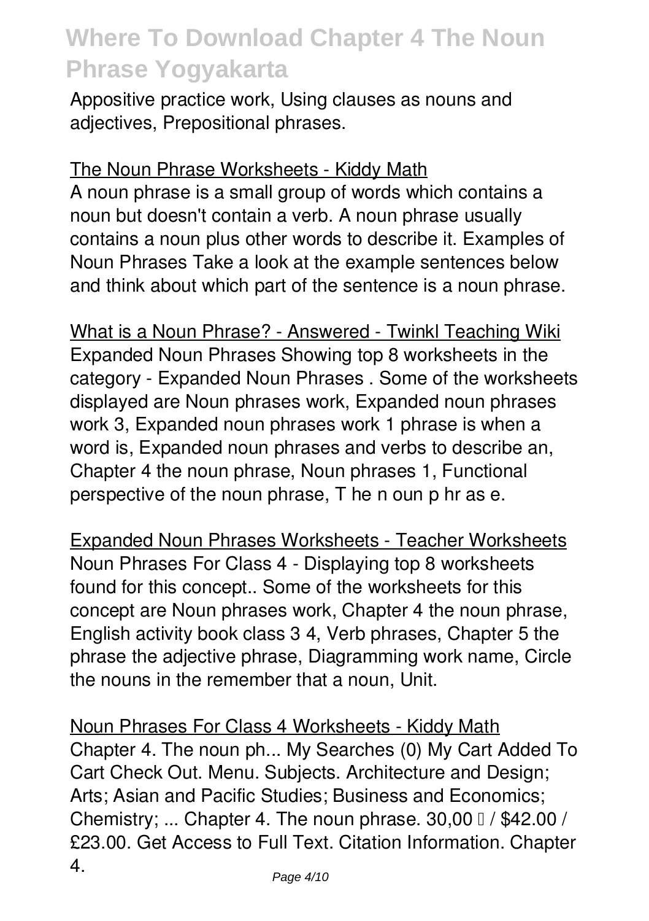Appositive practice work, Using clauses as nouns and adjectives, Prepositional phrases.

The Noun Phrase Worksheets - Kiddy Math

A noun phrase is a small group of words which contains a noun but doesn't contain a verb. A noun phrase usually contains a noun plus other words to describe it. Examples of Noun Phrases Take a look at the example sentences below and think about which part of the sentence is a noun phrase.

What is a Noun Phrase? - Answered - Twinkl Teaching Wiki

Expanded Noun Phrases Showing top 8 worksheets in the category - Expanded Noun Phrases . Some of the worksheets displayed are Noun phrases work, Expanded noun phrases work 3, Expanded noun phrases work 1 phrase is when a word is, Expanded noun phrases and verbs to describe an, Chapter 4 the noun phrase, Noun phrases 1, Functional perspective of the noun phrase, T he n oun p hr as e.

Expanded Noun Phrases Worksheets - Teacher Worksheets

Noun Phrases For Class 4 - Displaying top 8 worksheets found for this concept.. Some of the worksheets for this concept are Noun phrases work, Chapter 4 the noun phrase, English activity book class 3 4, Verb phrases, Chapter 5 the phrase the adjective phrase, Diagramming work name, Circle the nouns in the remember that a noun, Unit.

Noun Phrases For Class 4 Worksheets - Kiddy Math

Chapter 4. The noun ph... My Searches (0) My Cart Added To Cart Check Out. Menu. Subjects. Architecture and Design; Arts; Asian and Pacific Studies; Business and Economics; Chemistry; ... Chapter 4. The noun phrase. 30,00 € / $42.00 / £23.00. Get Access to Full Text. Citation Information. Chapter 4.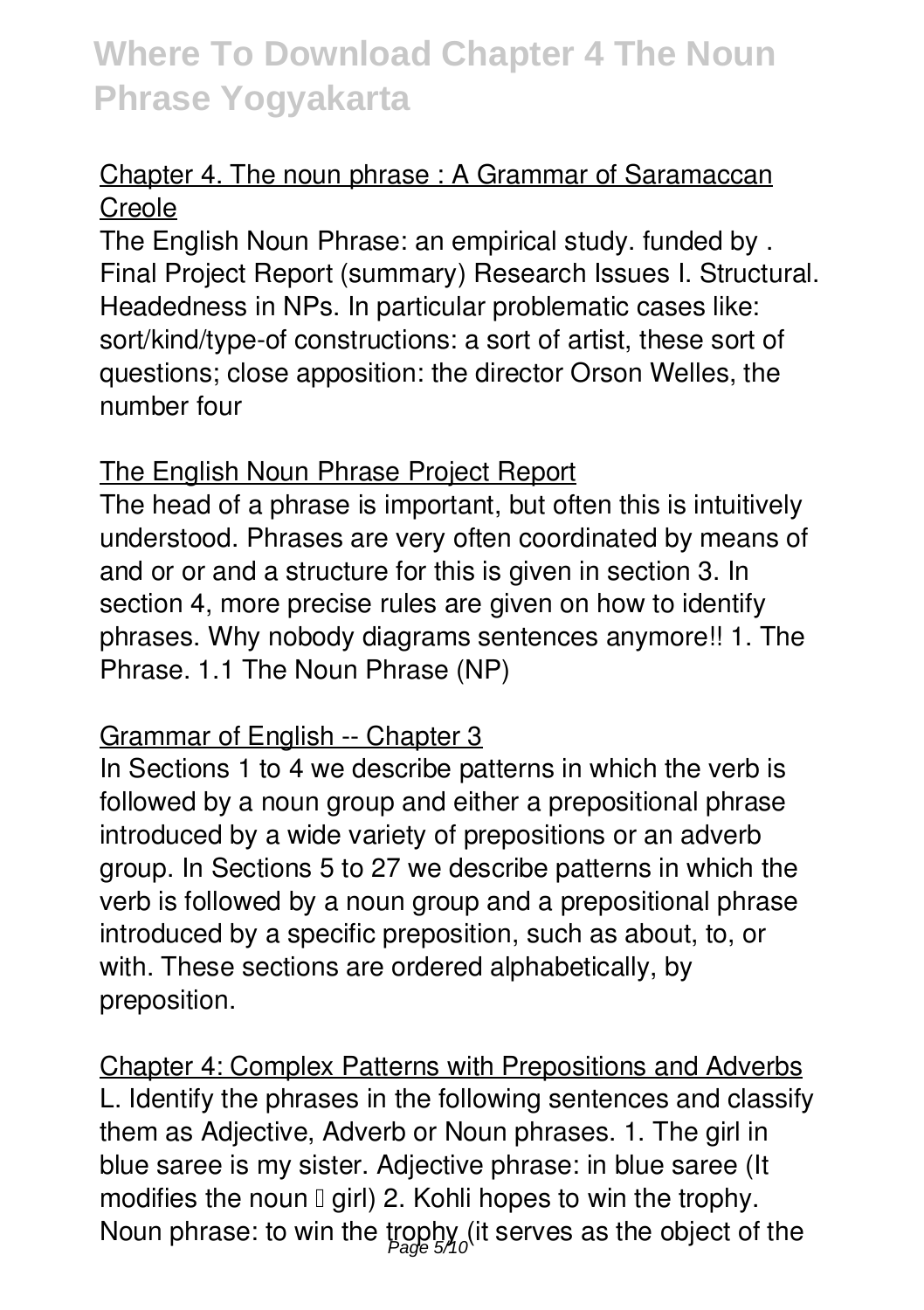### Chapter 4. The noun phrase : A Grammar of Saramaccan Creole

The English Noun Phrase: an empirical study. funded by . Final Project Report (summary) Research Issues I. Structural. Headedness in NPs. In particular problematic cases like: sort/kind/type-of constructions: a sort of artist, these sort of questions; close apposition: the director Orson Welles, the number four

### The English Noun Phrase Project Report

The head of a phrase is important, but often this is intuitively understood. Phrases are very often coordinated by means of and or or and a structure for this is given in section 3. In section 4, more precise rules are given on how to identify phrases. Why nobody diagrams sentences anymore!! 1. The Phrase. 1.1 The Noun Phrase (NP)

### Grammar of English -- Chapter 3

In Sections 1 to 4 we describe patterns in which the verb is followed by a noun group and either a prepositional phrase introduced by a wide variety of prepositions or an adverb group. In Sections 5 to 27 we describe patterns in which the verb is followed by a noun group and a prepositional phrase introduced by a specific preposition, such as about, to, or with. These sections are ordered alphabetically, by preposition.

### Chapter 4: Complex Patterns with Prepositions and Adverbs

L. Identify the phrases in the following sentences and classify them as Adjective, Adverb or Noun phrases. 1. The girl in blue saree is my sister. Adjective phrase: in blue saree (It modifies the noun – girl) 2. Kohli hopes to win the trophy. Noun phrase: to win the trophy (it serves as the object of the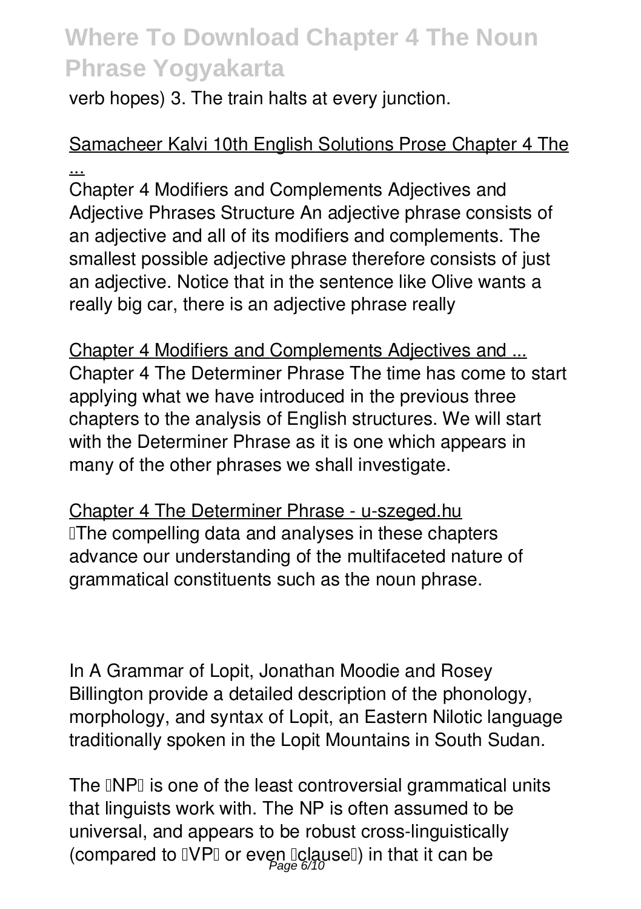verb hopes) 3. The train halts at every junction.

## Samacheer Kalvi 10th English Solutions Prose Chapter 4 The ...

Chapter 4 Modifiers and Complements Adjectives and Adjective Phrases Structure An adjective phrase consists of an adjective and all of its modifiers and complements. The smallest possible adjective phrase therefore consists of just an adjective. Notice that in the sentence like Olive wants a really big car, there is an adjective phrase really

## Chapter 4 Modifiers and Complements Adjectives and ...

Chapter 4 The Determiner Phrase The time has come to start applying what we have introduced in the previous three chapters to the analysis of English structures. We will start with the Determiner Phrase as it is one which appears in many of the other phrases we shall investigate.

## Chapter 4 The Determiner Phrase - u-szeged.hu

"The compelling data and analyses in these chapters advance our understanding of the multifaceted nature of grammatical constituents such as the noun phrase.

In A Grammar of Lopit, Jonathan Moodie and Rosey Billington provide a detailed description of the phonology, morphology, and syntax of Lopit, an Eastern Nilotic language traditionally spoken in the Lopit Mountains in South Sudan.

The "NP" is one of the least controversial grammatical units that linguists work with. The NP is often assumed to be universal, and appears to be robust cross-linguistically (compared to "VP" or even "clause") in that it can be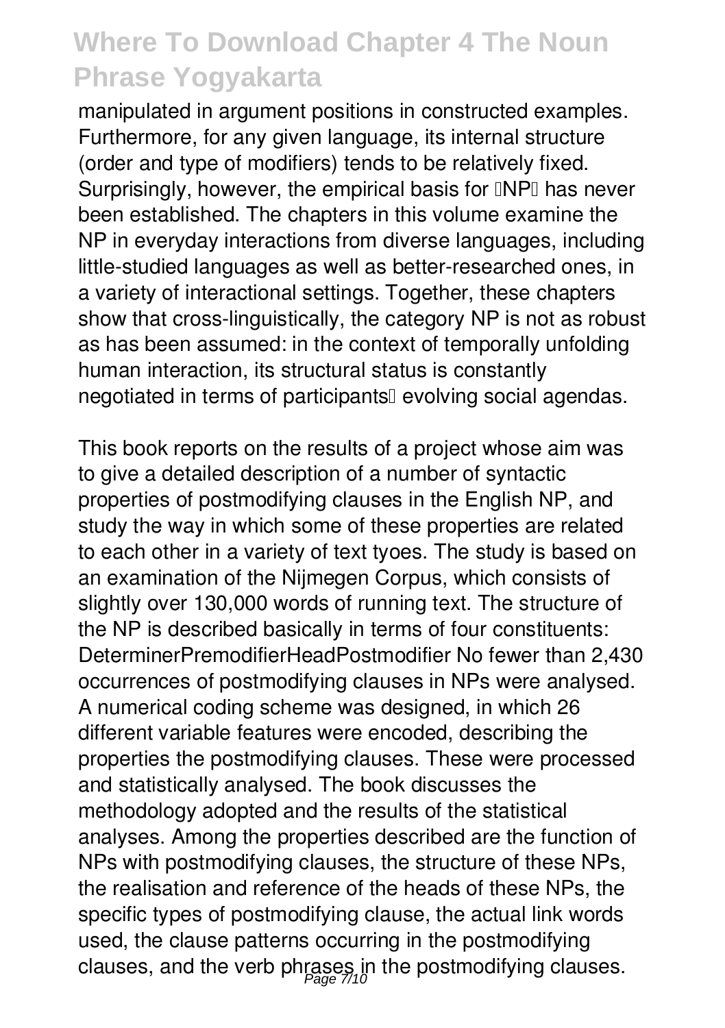manipulated in argument positions in constructed examples. Furthermore, for any given language, its internal structure (order and type of modifiers) tends to be relatively fixed. Surprisingly, however, the empirical basis for 'NP' has never been established. The chapters in this volume examine the NP in everyday interactions from diverse languages, including little-studied languages as well as better-researched ones, in a variety of interactional settings. Together, these chapters show that cross-linguistically, the category NP is not as robust as has been assumed: in the context of temporally unfolding human interaction, its structural status is constantly negotiated in terms of participants' evolving social agendas.

This book reports on the results of a project whose aim was to give a detailed description of a number of syntactic properties of postmodifying clauses in the English NP, and study the way in which some of these properties are related to each other in a variety of text tyoes. The study is based on an examination of the Nijmegen Corpus, which consists of slightly over 130,000 words of running text. The structure of the NP is described basically in terms of four constituents: DeterminerPremodifierHeadPostmodifier No fewer than 2,430 occurrences of postmodifying clauses in NPs were analysed. A numerical coding scheme was designed, in which 26 different variable features were encoded, describing the properties the postmodifying clauses. These were processed and statistically analysed. The book discusses the methodology adopted and the results of the statistical analyses. Among the properties described are the function of NPs with postmodifying clauses, the structure of these NPs, the realisation and reference of the heads of these NPs, the specific types of postmodifying clause, the actual link words used, the clause patterns occurring in the postmodifying clauses, and the verb phrases in the postmodifying clauses.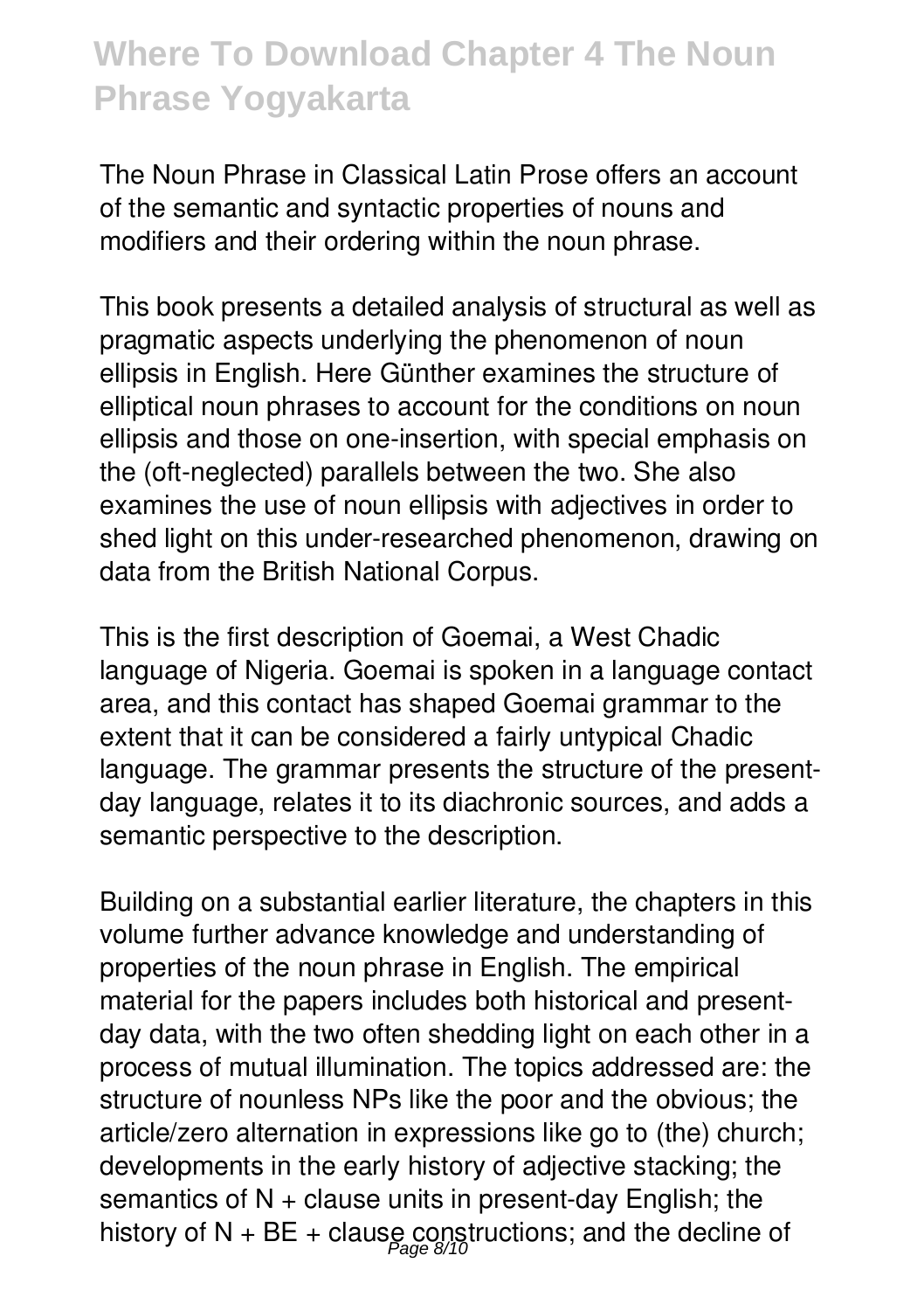The Noun Phrase in Classical Latin Prose offers an account of the semantic and syntactic properties of nouns and modifiers and their ordering within the noun phrase.

This book presents a detailed analysis of structural as well as pragmatic aspects underlying the phenomenon of noun ellipsis in English. Here Günther examines the structure of elliptical noun phrases to account for the conditions on noun ellipsis and those on one-insertion, with special emphasis on the (oft-neglected) parallels between the two. She also examines the use of noun ellipsis with adjectives in order to shed light on this under-researched phenomenon, drawing on data from the British National Corpus.

This is the first description of Goemai, a West Chadic language of Nigeria. Goemai is spoken in a language contact area, and this contact has shaped Goemai grammar to the extent that it can be considered a fairly untypical Chadic language. The grammar presents the structure of the present-day language, relates it to its diachronic sources, and adds a semantic perspective to the description.

Building on a substantial earlier literature, the chapters in this volume further advance knowledge and understanding of properties of the noun phrase in English. The empirical material for the papers includes both historical and present-day data, with the two often shedding light on each other in a process of mutual illumination. The topics addressed are: the structure of nounless NPs like the poor and the obvious; the article/zero alternation in expressions like go to (the) church; developments in the early history of adjective stacking; the semantics of N + clause units in present-day English; the history of N + BE + clause constructions; and the decline of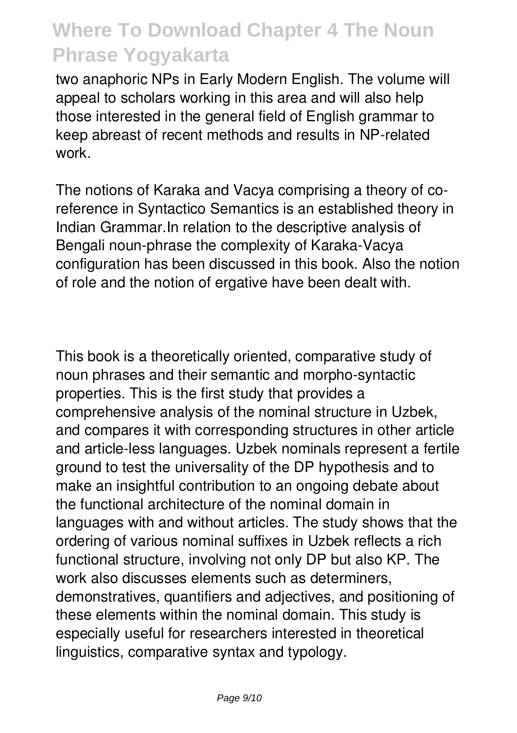two anaphoric NPs in Early Modern English. The volume will appeal to scholars working in this area and will also help those interested in the general field of English grammar to keep abreast of recent methods and results in NP-related work.

The notions of Karaka and Vacya comprising a theory of co-reference in Syntactico Semantics is an established theory in Indian Grammar.In relation to the descriptive analysis of Bengali noun-phrase the complexity of Karaka-Vacya configuration has been discussed in this book. Also the notion of role and the notion of ergative have been dealt with.

This book is a theoretically oriented, comparative study of noun phrases and their semantic and morpho-syntactic properties. This is the first study that provides a comprehensive analysis of the nominal structure in Uzbek, and compares it with corresponding structures in other article and article-less languages. Uzbek nominals represent a fertile ground to test the universality of the DP hypothesis and to make an insightful contribution to an ongoing debate about the functional architecture of the nominal domain in languages with and without articles. The study shows that the ordering of various nominal suffixes in Uzbek reflects a rich functional structure, involving not only DP but also KP. The work also discusses elements such as determiners, demonstratives, quantifiers and adjectives, and positioning of these elements within the nominal domain. This study is especially useful for researchers interested in theoretical linguistics, comparative syntax and typology.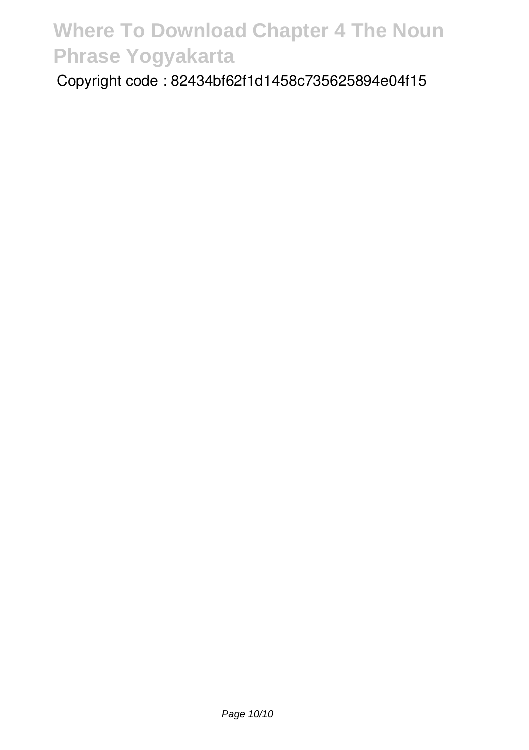Copyright code : 82434bf62f1d1458c735625894e04f15